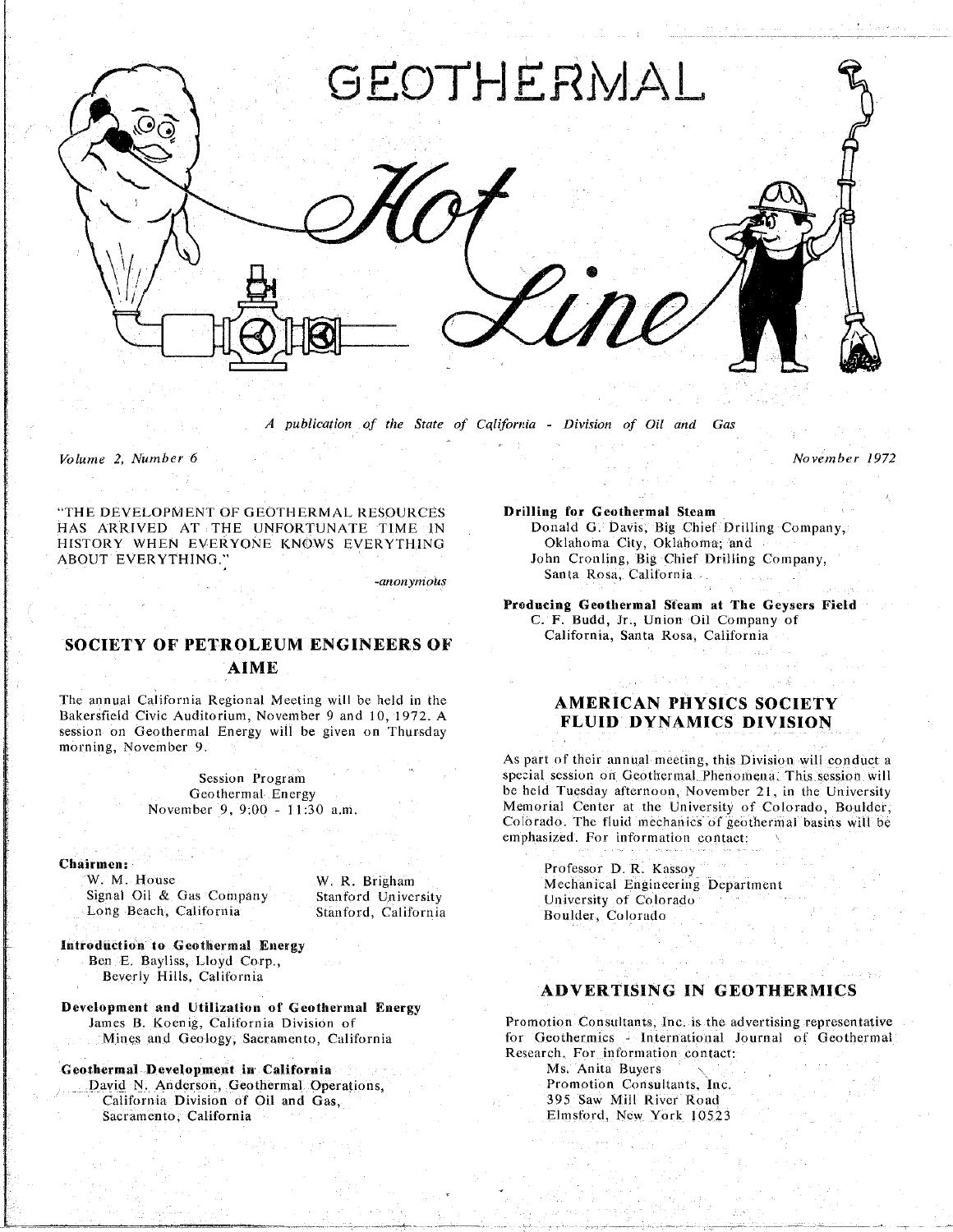# GEOTHERMAL Hot Line

*A publication of the State of California - Division of Oil and Gas*

*Volume 2, Number 6* — *November 1972*

"THE DEVELOPMENT OF GEOTHERMAL RESOURCES HAS ARRIVED AT THE UNFORTUNATE TIME IN HISTORY WHEN EVERYONE KNOWS EVERYTHING ABOUT EVERYTHING."

*-anonymous*

## SOCIETY OF PETROLEUM ENGINEERS OF AIME

The annual California Regional Meeting will be held in the Bakersfield Civic Auditorium, November 9 and 10, 1972. A session on Geothermal Energy will be given on Thursday morning, November 9.

Session Program
Geothermal Energy
November 9, 9:00 - 11:30 a.m.

**Chairmen:**

W. M. House
Signal Oil & Gas Company
Long Beach, California

W. R. Brigham
Stanford University
Stanford, California

**Introduction to Geothermal Energy**
Ben E. Bayliss, Lloyd Corp.,
Beverly Hills, California

**Development and Utilization of Geothermal Energy**
James B. Koenig, California Division of Mines and Geology, Sacramento, California

**Geothermal Development in California**
David N. Anderson, Geothermal Operations, California Division of Oil and Gas, Sacramento, California

**Drilling for Geothermal Steam**
Donald G. Davis, Big Chief Drilling Company, Oklahoma City, Oklahoma; and
John Cronling, Big Chief Drilling Company, Santa Rosa, California

**Producing Geothermal Steam at The Geysers Field**
C. F. Budd, Jr., Union Oil Company of California, Santa Rosa, California

## AMERICAN PHYSICS SOCIETY FLUID DYNAMICS DIVISION

As part of their annual meeting, this Division will conduct a special session on Geothermal Phenomena. This session will be held Tuesday afternoon, November 21, in the University Memorial Center at the University of Colorado, Boulder, Colorado. The fluid mechanics of geothermal basins will be emphasized. For information contact:

Professor D. R. Kassoy
Mechanical Engineering Department
University of Colorado
Boulder, Colorado

## ADVERTISING IN GEOTHERMICS

Promotion Consultants, Inc. is the advertising representative for Geothermics - International Journal of Geothermal Research. For information contact:

Ms. Anita Buyers
Promotion Consultants, Inc.
395 Saw Mill River Road
Elmsford, New York 10523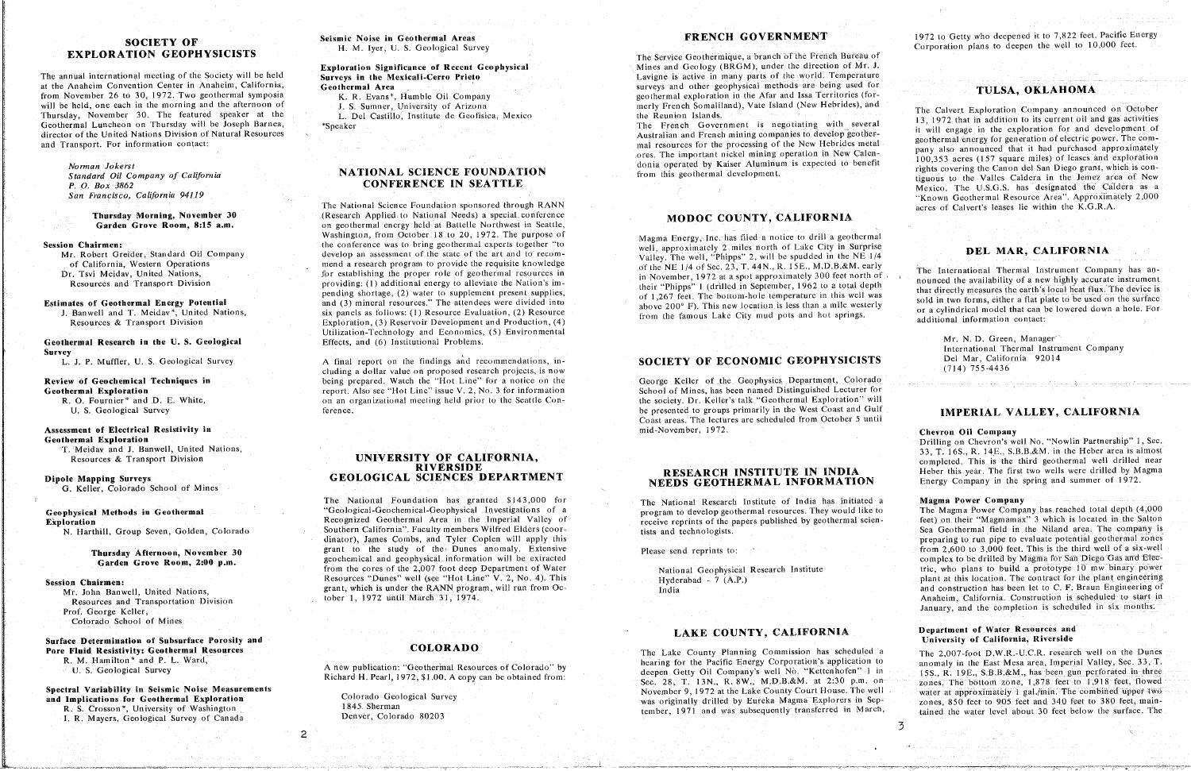## SOCIETY OF EXPLORATION GEOPHYSICISTS

The annual international meeting of the Society will be held at the Anaheim Convention Center in Anaheim, California, from November 26 to 30, 1972. Two geothermal symposia will be held, one each in the morning and the afternoon of Thursday, November 30. The featured speaker at the Geothermal Luncheon on Thursday will be Joseph Barnea, director of the United Nations Division of Natural Resources and Transport. For information contact:

*Norman Jokerst*
*Standard Oil Company of California*
*P. O. Box 3862*
*San Francisco, California 94119*

**Thursday Morning, November 30**
**Garden Grove Room, 8:15 a.m.**

**Session Chairmen:**
Mr. Robert Greider, Standard Oil Company of California, Western Operations
Dr. Tsvi Meidav, United Nations, Resources and Transport Division

**Estimates of Geothermal Energy Potential**
J. Banwell and T. Meidav*, United Nations, Resources & Transport Division

**Geothermal Research in the U. S. Geological Survey**
L. J. P. Muffler, U. S. Geological Survey

**Review of Geochemical Techniques in Geothermal Exploration**
R. O. Fournier* and D. E. White, U. S. Geological Survey

**Assessment of Electrical Resistivity in Geothermal Exploration**
T. Meidav and J. Banwell, United Nations, Resources & Transport Division

**Dipole Mapping Surveys**
G. Keller, Colorado School of Mines

**Geophysical Methods in Geothermal Exploration**
N. Harthill, Group Seven, Golden, Colorado

**Thursday Afternoon, November 30**
**Garden Grove Room, 2:00 p.m.**

**Session Chairmen:**
Mr. John Banwell, United Nations, Resources and Transportation Division
Prof. George Keller, Colorado School of Mines

**Surface Determination of Subsurface Porosity and Pore Fluid Resistivity: Geothermal Resources**
R. M. Hamilton* and P. L. Ward, U. S. Geological Survey

**Spectral Variability in Seismic Noise Measurements and Implications for Geothermal Exploration**
R. S. Crosson*, University of Washington
I. R. Mayers, Geological Survey of Canada

**Seismic Noise in Geothermal Areas**
H. M. Iyer, U. S. Geological Survey

**Exploration Significance of Recent Geophysical Surveys in the Mexicali-Cerro Prieto Geothermal Area**
K. R. Evans*, Humble Oil Company
J. S. Sumner, University of Arizona
L. Del Castillo, Institute de Geofisica, Mexico

*Speaker

## NATIONAL SCIENCE FOUNDATION CONFERENCE IN SEATTLE

The National Science Foundation sponsored through RANN (Research Applied to National Needs) a special conference on geothermal energy held at Battelle Northwest in Seattle, Washington, from October 18 to 20, 1972. The purpose of the conference was to bring geothermal experts together "to develop an assessment of the state of the art and to recommend a research program to provide the requisite knowledge for establishing the proper role of geothermal resources in providing: (1) additional energy to alleviate the Nation's impending shortage, (2) water to supplement present supplies, and (3) mineral resources." The attendees were divided into six panels as follows: (1) Resource Evaluation, (2) Resource Exploration, (3) Reservoir Development and Production, (4) Utilization-Technology and Economics, (5) Environmental Effects, and (6) Institutional Problems.

A final report on the findings and recommendations, including a dollar value on proposed research projects, is now being prepared. Watch the "Hot Line" for a notice on the report. Also see "Hot Line" issue V. 2, No. 3 for information on an organizational meeting held prior to the Seattle Conference.

## UNIVERSITY OF CALIFORNIA, RIVERSIDE GEOLOGICAL SCIENCES DEPARTMENT

The National Foundation has granted $143,000 for "Geological-Geochemical-Geophysical Investigations of a Recognized Geothermal Area in the Imperial Valley of Southern California". Faculty members Wilfred Elders (coordinator), James Combs, and Tyler Coplen will apply this grant to the study of the Dunes anomaly. Extensive geochemical and geophysical information will be extracted from the cores of the 2,007 foot deep Department of Water Resources "Dunes" well (see "Hot Line" V. 2, No. 4). This grant, which is under the RANN program, will run from October 1, 1972 until March 31, 1974.

## COLORADO

A new publication: "Geothermal Resources of Colorado" by Richard H. Pearl, 1972, $1.00. A copy can be obtained from:

Colorado Geological Survey
1845 Sherman
Denver, Colorado 80203

## FRENCH GOVERNMENT

The Service Geothermique, a branch of the French Bureau of Mines and Geology (BRGM), under the direction of Mr. J. Lavigne is active in many parts of the world. Temperature surveys and other geophysical methods are being used for geothermal exploration in the Afar and Issa Territories (formerly French Somaliland), Vate Island (New Hebrides), and the Reunion Islands.

The French Government is negotiating with several Australian and French mining companies to develop geothermal resources for the processing of the New Hebrides metal ores. The important nickel mining operation in New Caledonia operated by Kaiser Aluminum is expected to benefit from this geothermal development.

## MODOC COUNTY, CALIFORNIA

Magma Energy, Inc. has filed a notice to drill a geothermal well, approximately 2 miles north of Lake City in Surprise Valley. The well, "Phipps" 2, will be spudded in the NE 1/4 of the NE 1/4 of Sec. 23, T. 44N., R. 15E., M.D.B.&M. early in November, 1972 at a spot approximately 300 feet north of their "Phipps" 1 (drilled in September, 1962 to a total depth of 1,267 feet. The bottom-hole temperature in this well was above 200° F). This new location is less than a mile westerly from the famous Lake City mud pots and hot springs.

## SOCIETY OF ECONOMIC GEOPHYSICISTS

George Keller of the Geophysics Department, Colorado School of Mines, has been named Distinguished Lecturer for the society. Dr. Keller's talk "Geothermal Exploration" will be presented to groups primarily in the West Coast and Gulf Coast areas. The lectures are scheduled from October 5 until mid-November, 1972.

## RESEARCH INSTITUTE IN INDIA NEEDS GEOTHERMAL INFORMATION

The National Research Institute of India has initiated a program to develop geothermal resources. They would like to receive reprints of the papers published by geothermal scientists and technologists.

Please send reprints to:

National Geophysical Research Institute
Hyderabad - 7 (A.P.)
India

## LAKE COUNTY, CALIFORNIA

The Lake County Planning Commission has scheduled a hearing for the Pacific Energy Corporation's application to deepen Getty Oil Company's well No. "Kettenhofen" 1 in Sec. 28, T. 13N., R. 8W., M.D.B.&M. at 2:30 p.m. on November 9, 1972 at the Lake County Court House. The well was originally drilled by Eureka Magma Explorers in September, 1971 and was subsequently transferred in March, 1972 to Getty who deepened it to 7,822 feet. Pacific Energy Corporation plans to deepen the well to 10,000 feet.

## TULSA, OKLAHOMA

The Calvert Exploration Company announced on October 13, 1972 that in addition to its current oil and gas activities it will engage in the exploration for and development of geothermal energy for generation of electric power. The company also announced that it had purchased approximately 100,353 acres (157 square miles) of leases and exploration rights covering the Canon del San Diego grant, which is contiguous to the Valles Caldera in the Jemez area of New Mexico. The U.S.G.S. has designated the Caldera as a "Known Geothermal Resource Area". Approximately 2,000 acres of Calvert's leases lie within the K.G.R.A.

## DEL MAR, CALIFORNIA

The International Thermal Instrument Company has announced the availability of a new highly accurate instrument that directly measures the earth's local heat flux. The device is sold in two forms, either a flat plate to be used on the surface or a cylindrical model that can be lowered down a hole. For additional information contact:

Mr. N. D. Green, Manager
International Thermal Instrument Company
Del Mar, California 92014
(714) 755-4436

## IMPERIAL VALLEY, CALIFORNIA

**Chevron Oil Company**

Drilling on Chevron's well No. "Nowlin Partnership" 1, Sec. 33, T. 16S., R. 14E., S.B.B.&M. in the Heber area is almost completed. This is the third geothermal well drilled near Heber this year. The first two wells were drilled by Magma Energy Company in the spring and summer of 1972.

**Magma Power Company**

The Magma Power Company has reached total depth (4,000 feet) on their "Magmamax" 3 which is located in the Salton Sea Geothermal field in the Niland area. The company is preparing to run pipe to evaluate potential geothermal zones from 2,600 to 3,000 feet. This is the third well of a six-well complex to be drilled by Magma for San Diego Gas and Electric, who plans to build a prototype 10 mw binary power plant at this location. The contract for the plant engineering and construction has been let to C. F. Braun Engineering of Anaheim, California. Construction is scheduled to start in January, and the completion is scheduled in six months.

**Department of Water Resources and University of California, Riverside**

The 2,007-foot D.W.R.-U.C.R. research well on the Dunes anomaly in the East Mesa area, Imperial Valley, Sec. 33, T. 15S., R. 19E., S.B.B.&M., has been gun perforated in three zones. The bottom zone, 1,878 feet to 1,918 feet, flowed water at approximately 1 gal./min. The combined upper two zones, 850 feet to 905 feet and 340 feet to 380 feet, maintained the water level about 30 feet below the surface. The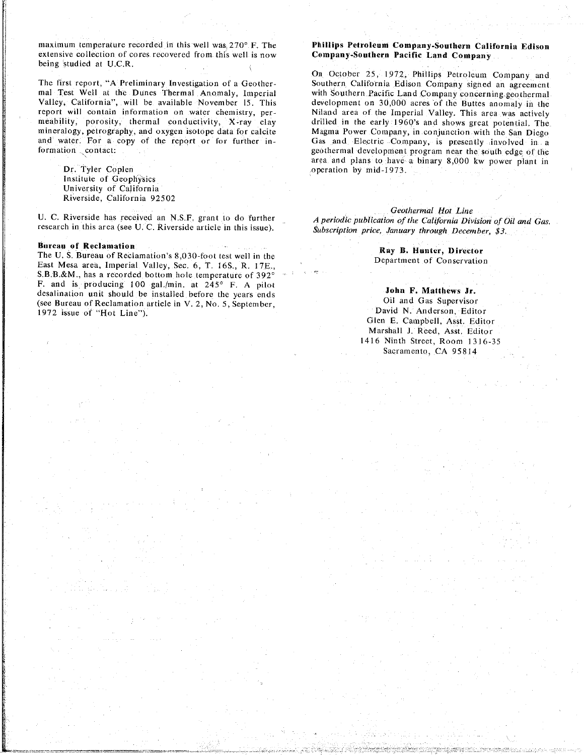maximum temperature recorded in this well was 270° F. The extensive collection of cores recovered from this well is now being studied at U.C.R.

The first report, "A Preliminary Investigation of a Geothermal Test Well at the Dunes Thermal Anomaly, Imperial Valley, California", will be available November 15. This report will contain information on water chemistry, permeability, porosity, thermal conductivity, X-ray clay mineralogy, petrography, and oxygen isotope data for calcite and water. For a copy of the report or for further information contact:

> Dr. Tyler Coplen
> Institute of Geophysics
> University of California
> Riverside, California 92502

U. C. Riverside has received an N.S.F. grant to do further research in this area (see U. C. Riverside article in this issue).

**Bureau of Reclamation**

The U. S. Bureau of Reclamation's 8,030-foot test well in the East Mesa area, Imperial Valley, Sec. 6, T. 16S., R. 17E., S.B.B.&M., has a recorded bottom hole temperature of 392° F. and is producing 100 gal./min. at 245° F. A pilot desalination unit should be installed before the years ends (see Bureau of Reclamation article in V. 2, No. 5, September, 1972 issue of "Hot Line").

**Phillips Petroleum Company-Southern California Edison Company-Southern Pacific Land Company**

On October 25, 1972, Phillips Petroleum Company and Southern California Edison Company signed an agreement with Southern Pacific Land Company concerning geothermal development on 30,000 acres of the Buttes anomaly in the Niland area of the Imperial Valley. This area was actively drilled in the early 1960's and shows great potential. The Magma Power Company, in conjunction with the San Diego Gas and Electric Company, is presently involved in a geothermal development program near the south edge of the area and plans to have a binary 8,000 kw power plant in operation by mid-1973.

*Geothermal Hot Line*
*A periodic publication of the California Division of Oil and Gas.*
*Subscription price, January through December, $3.*

**Ray B. Hunter, Director**
Department of Conservation

**John F. Matthews Jr.**
Oil and Gas Supervisor
David N. Anderson, Editor
Glen E. Campbell, Asst. Editor
Marshall J. Reed, Asst. Editor
1416 Ninth Street, Room 1316-35
Sacramento, CA 95814